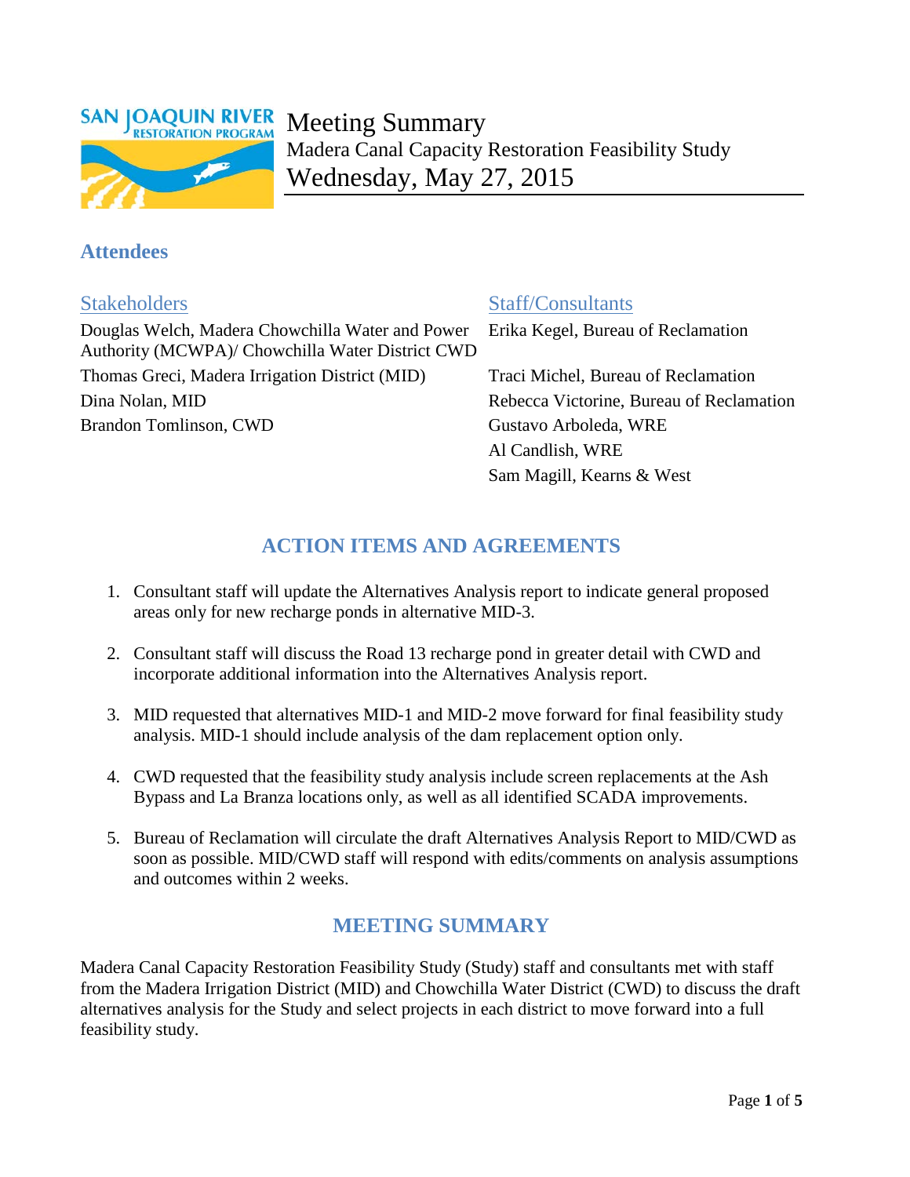# Meeting Summary

Madera Canal Capacity Restoration Feasibility Study

Wednesday, May 27, 2015

## Attendees

### Stakeholders

Douglas Welch, Madera Chowchilla Water and Power Authority (MCWPA)/ Chowchilla Water District CWD

Thomas Greci, Madera Irrigation District (MID)

Dina Nolan, MID

Brandon Tomlinson, CWD

### Staff/Consultants

Erika Kegel, Bureau of Reclamation

Traci Michel, Bureau of Reclamation

Rebecca Victorine, Bureau of Reclamation

Gustavo Arboleda, WRE

Al Candlish, WRE

Sam Magill, Kearns & West

## ACTION ITEMS AND AGREEMENTS

1. Consultant staff will update the Alternatives Analysis report to indicate general proposed areas only for new recharge ponds in alternative MID-3.
2. Consultant staff will discuss the Road 13 recharge pond in greater detail with CWD and incorporate additional information into the Alternatives Analysis report.
3. MID requested that alternatives MID-1 and MID-2 move forward for final feasibility study analysis. MID-1 should include analysis of the dam replacement option only.
4. CWD requested that the feasibility study analysis include screen replacements at the Ash Bypass and La Branza locations only, as well as all identified SCADA improvements.
5. Bureau of Reclamation will circulate the draft Alternatives Analysis Report to MID/CWD as soon as possible. MID/CWD staff will respond with edits/comments on analysis assumptions and outcomes within 2 weeks.

## MEETING SUMMARY

Madera Canal Capacity Restoration Feasibility Study (Study) staff and consultants met with staff from the Madera Irrigation District (MID) and Chowchilla Water District (CWD) to discuss the draft alternatives analysis for the Study and select projects in each district to move forward into a full feasibility study.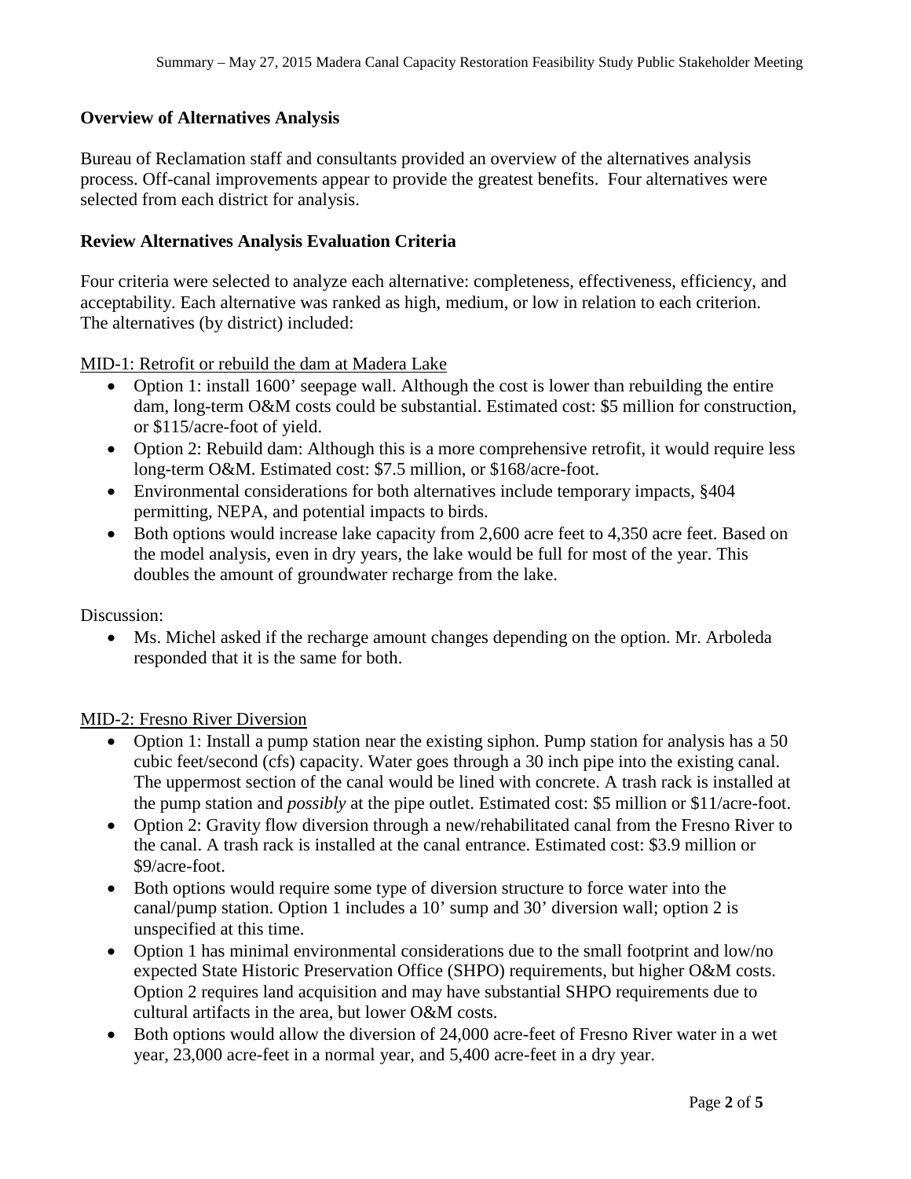## Overview of Alternatives Analysis

Bureau of Reclamation staff and consultants provided an overview of the alternatives analysis process. Off-canal improvements appear to provide the greatest benefits. Four alternatives were selected from each district for analysis.

## Review Alternatives Analysis Evaluation Criteria

Four criteria were selected to analyze each alternative: completeness, effectiveness, efficiency, and acceptability. Each alternative was ranked as high, medium, or low in relation to each criterion. The alternatives (by district) included:

<u>MID-1: Retrofit or rebuild the dam at Madera Lake</u>

- Option 1: install 1600' seepage wall. Although the cost is lower than rebuilding the entire dam, long-term O&M costs could be substantial. Estimated cost: $5 million for construction, or $115/acre-foot of yield.
- Option 2: Rebuild dam: Although this is a more comprehensive retrofit, it would require less long-term O&M. Estimated cost: $7.5 million, or $168/acre-foot.
- Environmental considerations for both alternatives include temporary impacts, §404 permitting, NEPA, and potential impacts to birds.
- Both options would increase lake capacity from 2,600 acre feet to 4,350 acre feet. Based on the model analysis, even in dry years, the lake would be full for most of the year. This doubles the amount of groundwater recharge from the lake.

Discussion:

- Ms. Michel asked if the recharge amount changes depending on the option. Mr. Arboleda responded that it is the same for both.

<u>MID-2: Fresno River Diversion</u>

- Option 1: Install a pump station near the existing siphon. Pump station for analysis has a 50 cubic feet/second (cfs) capacity. Water goes through a 30 inch pipe into the existing canal. The uppermost section of the canal would be lined with concrete. A trash rack is installed at the pump station and *possibly* at the pipe outlet. Estimated cost: $5 million or $11/acre-foot.
- Option 2: Gravity flow diversion through a new/rehabilitated canal from the Fresno River to the canal. A trash rack is installed at the canal entrance. Estimated cost: $3.9 million or $9/acre-foot.
- Both options would require some type of diversion structure to force water into the canal/pump station. Option 1 includes a 10' sump and 30' diversion wall; option 2 is unspecified at this time.
- Option 1 has minimal environmental considerations due to the small footprint and low/no expected State Historic Preservation Office (SHPO) requirements, but higher O&M costs. Option 2 requires land acquisition and may have substantial SHPO requirements due to cultural artifacts in the area, but lower O&M costs.
- Both options would allow the diversion of 24,000 acre-feet of Fresno River water in a wet year, 23,000 acre-feet in a normal year, and 5,400 acre-feet in a dry year.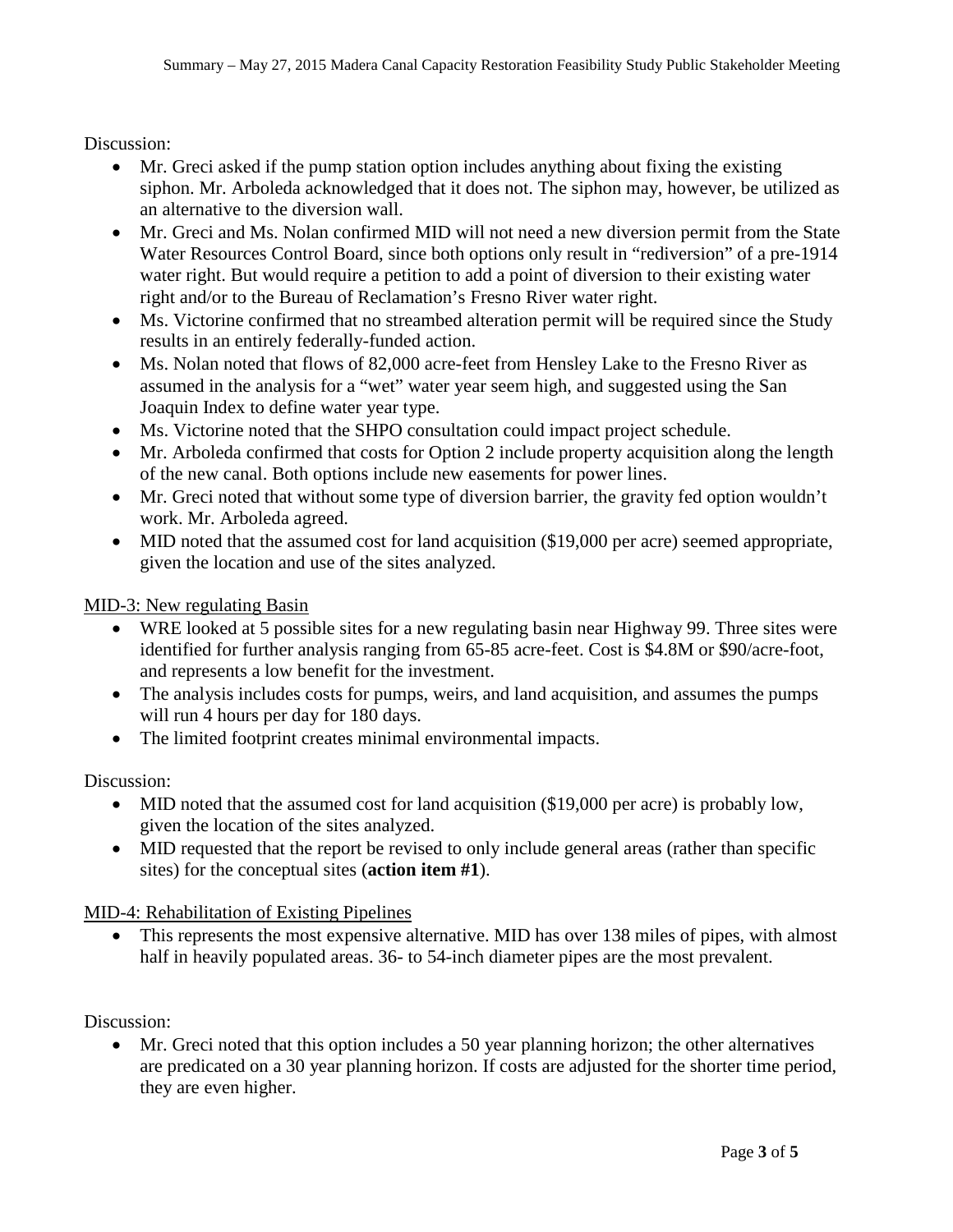Discussion:

- Mr. Greci asked if the pump station option includes anything about fixing the existing siphon. Mr. Arboleda acknowledged that it does not. The siphon may, however, be utilized as an alternative to the diversion wall.
- Mr. Greci and Ms. Nolan confirmed MID will not need a new diversion permit from the State Water Resources Control Board, since both options only result in "rediversion" of a pre-1914 water right. But would require a petition to add a point of diversion to their existing water right and/or to the Bureau of Reclamation's Fresno River water right.
- Ms. Victorine confirmed that no streambed alteration permit will be required since the Study results in an entirely federally-funded action.
- Ms. Nolan noted that flows of 82,000 acre-feet from Hensley Lake to the Fresno River as assumed in the analysis for a "wet" water year seem high, and suggested using the San Joaquin Index to define water year type.
- Ms. Victorine noted that the SHPO consultation could impact project schedule.
- Mr. Arboleda confirmed that costs for Option 2 include property acquisition along the length of the new canal. Both options include new easements for power lines.
- Mr. Greci noted that without some type of diversion barrier, the gravity fed option wouldn't work. Mr. Arboleda agreed.
- MID noted that the assumed cost for land acquisition ($19,000 per acre) seemed appropriate, given the location and use of the sites analyzed.

<u>MID-3: New regulating Basin</u>

- WRE looked at 5 possible sites for a new regulating basin near Highway 99. Three sites were identified for further analysis ranging from 65-85 acre-feet. Cost is $4.8M or $90/acre-foot, and represents a low benefit for the investment.
- The analysis includes costs for pumps, weirs, and land acquisition, and assumes the pumps will run 4 hours per day for 180 days.
- The limited footprint creates minimal environmental impacts.

Discussion:

- MID noted that the assumed cost for land acquisition ($19,000 per acre) is probably low, given the location of the sites analyzed.
- MID requested that the report be revised to only include general areas (rather than specific sites) for the conceptual sites (**action item #1**).

<u>MID-4: Rehabilitation of Existing Pipelines</u>

- This represents the most expensive alternative. MID has over 138 miles of pipes, with almost half in heavily populated areas. 36- to 54-inch diameter pipes are the most prevalent.

Discussion:

- Mr. Greci noted that this option includes a 50 year planning horizon; the other alternatives are predicated on a 30 year planning horizon. If costs are adjusted for the shorter time period, they are even higher.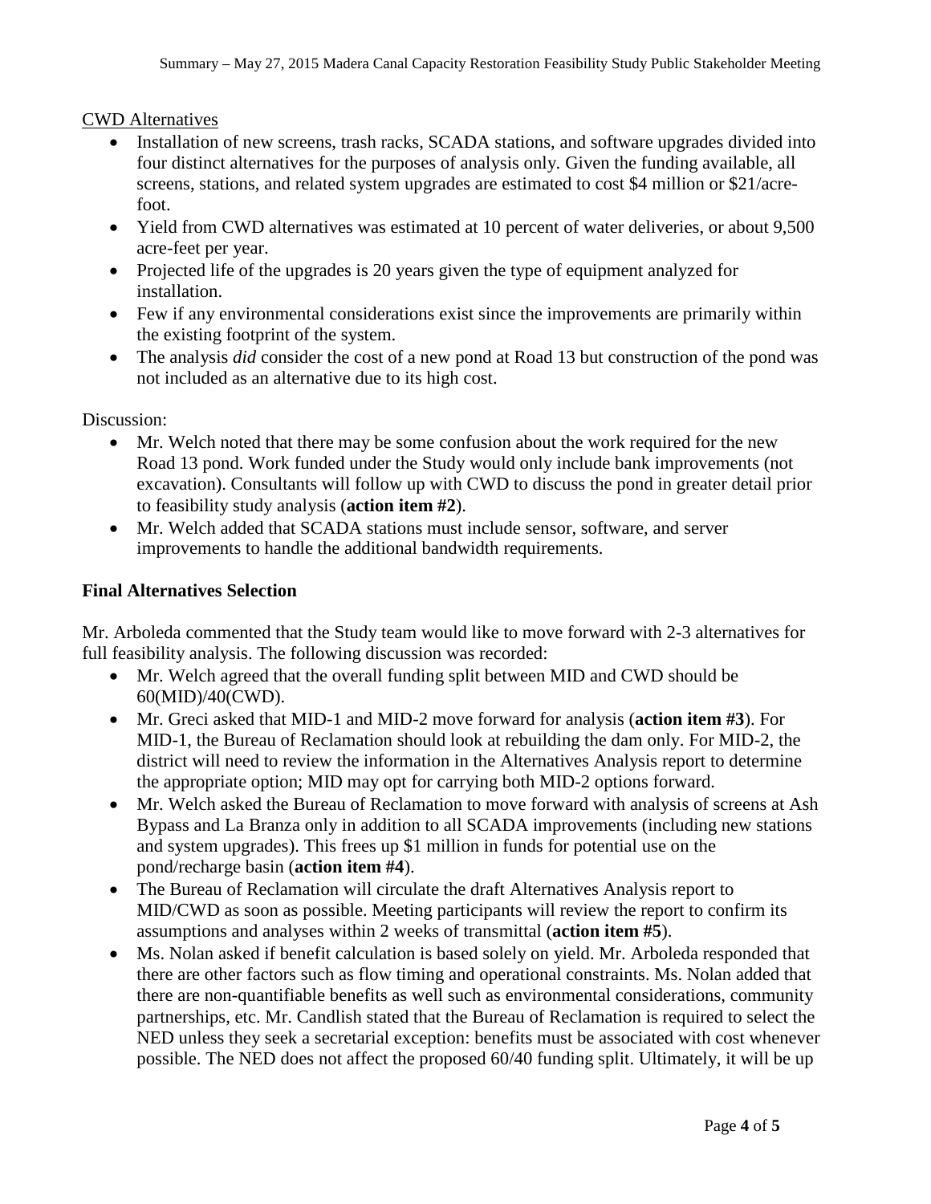CWD Alternatives

- Installation of new screens, trash racks, SCADA stations, and software upgrades divided into four distinct alternatives for the purposes of analysis only. Given the funding available, all screens, stations, and related system upgrades are estimated to cost $4 million or $21/acre-foot.
- Yield from CWD alternatives was estimated at 10 percent of water deliveries, or about 9,500 acre-feet per year.
- Projected life of the upgrades is 20 years given the type of equipment analyzed for installation.
- Few if any environmental considerations exist since the improvements are primarily within the existing footprint of the system.
- The analysis *did* consider the cost of a new pond at Road 13 but construction of the pond was not included as an alternative due to its high cost.

Discussion:

- Mr. Welch noted that there may be some confusion about the work required for the new Road 13 pond. Work funded under the Study would only include bank improvements (not excavation). Consultants will follow up with CWD to discuss the pond in greater detail prior to feasibility study analysis (**action item #2**).
- Mr. Welch added that SCADA stations must include sensor, software, and server improvements to handle the additional bandwidth requirements.

**Final Alternatives Selection**

Mr. Arboleda commented that the Study team would like to move forward with 2-3 alternatives for full feasibility analysis. The following discussion was recorded:

- Mr. Welch agreed that the overall funding split between MID and CWD should be 60(MID)/40(CWD).
- Mr. Greci asked that MID-1 and MID-2 move forward for analysis (**action item #3**). For MID-1, the Bureau of Reclamation should look at rebuilding the dam only. For MID-2, the district will need to review the information in the Alternatives Analysis report to determine the appropriate option; MID may opt for carrying both MID-2 options forward.
- Mr. Welch asked the Bureau of Reclamation to move forward with analysis of screens at Ash Bypass and La Branza only in addition to all SCADA improvements (including new stations and system upgrades). This frees up $1 million in funds for potential use on the pond/recharge basin (**action item #4**).
- The Bureau of Reclamation will circulate the draft Alternatives Analysis report to MID/CWD as soon as possible. Meeting participants will review the report to confirm its assumptions and analyses within 2 weeks of transmittal (**action item #5**).
- Ms. Nolan asked if benefit calculation is based solely on yield. Mr. Arboleda responded that there are other factors such as flow timing and operational constraints. Ms. Nolan added that there are non-quantifiable benefits as well such as environmental considerations, community partnerships, etc. Mr. Candlish stated that the Bureau of Reclamation is required to select the NED unless they seek a secretarial exception: benefits must be associated with cost whenever possible. The NED does not affect the proposed 60/40 funding split. Ultimately, it will be up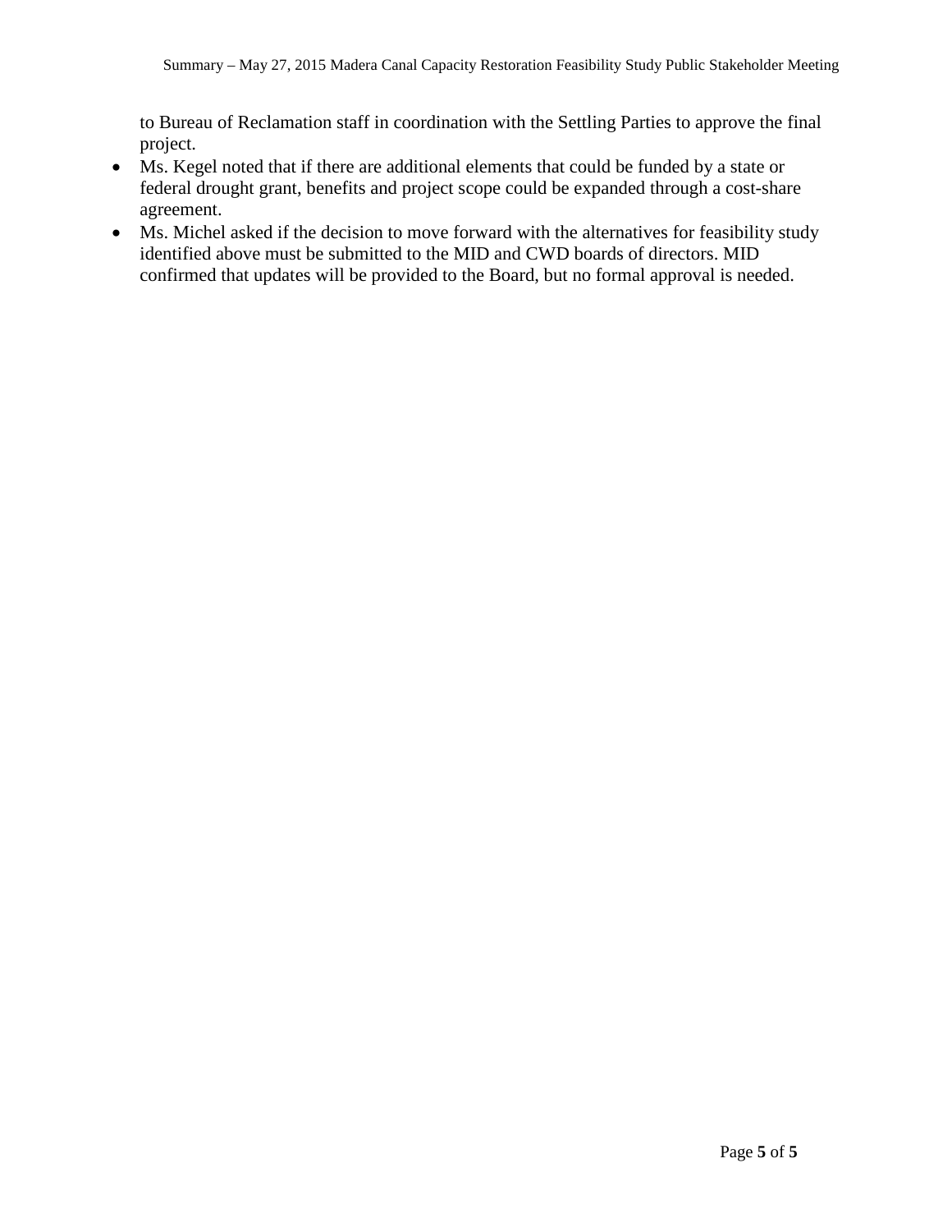to Bureau of Reclamation staff in coordination with the Settling Parties to approve the final project.

- Ms. Kegel noted that if there are additional elements that could be funded by a state or federal drought grant, benefits and project scope could be expanded through a cost-share agreement.
- Ms. Michel asked if the decision to move forward with the alternatives for feasibility study identified above must be submitted to the MID and CWD boards of directors. MID confirmed that updates will be provided to the Board, but no formal approval is needed.